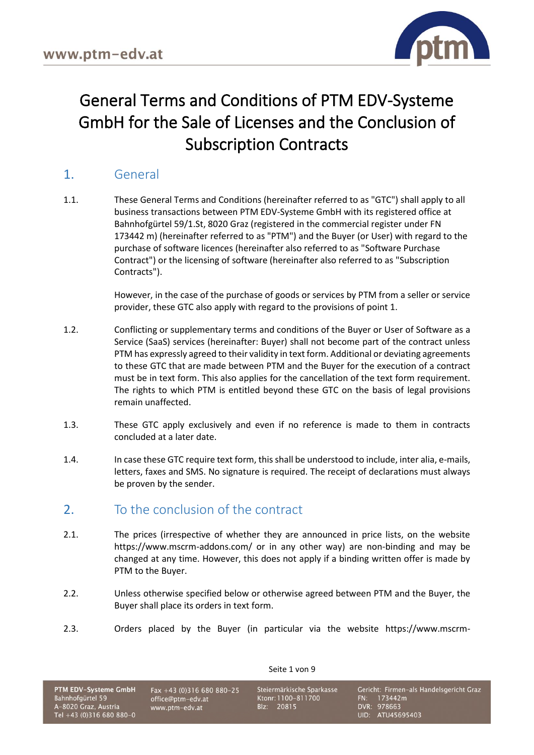# General Terms and Conditions of PTM EDV-Systeme GmbH for the Sale of Licenses and the Conclusion of Subscription Contracts

## 1. General

1.1. These General Terms and Conditions (hereinafter referred to as "GTC") shall apply to all business transactions between PTM EDV-Systeme GmbH with its registered office at Bahnhofgürtel 59/1.St, 8020 Graz (registered in the commercial register under FN 173442 m) (hereinafter referred to as "PTM") and the Buyer (or User) with regard to the purchase of software licences (hereinafter also referred to as "Software Purchase Contract") or the licensing of software (hereinafter also referred to as "Subscription Contracts").

However, in the case of the purchase of goods or services by PTM from a seller or service provider, these GTC also apply with regard to the provisions of point 1.

1.2. Conflicting or supplementary terms and conditions of the Buyer or User of Software as a Service (SaaS) services (hereinafter: Buyer) shall not become part of the contract unless PTM has expressly agreed to their validity in text form. Additional or deviating agreements to these GTC that are made between PTM and the Buyer for the execution of a contract must be in text form. This also applies for the cancellation of the text form requirement. The rights to which PTM is entitled beyond these GTC on the basis of legal provisions remain unaffected.

1.3. These GTC apply exclusively and even if no reference is made to them in contracts concluded at a later date.

1.4. In case these GTC require text form, this shall be understood to include, inter alia, e-mails, letters, faxes and SMS. No signature is required. The receipt of declarations must always be proven by the sender.

## 2. To the conclusion of the contract

2.1. The prices (irrespective of whether they are announced in price lists, on the website https://www.mscrm-addons.com/ or in any other way) are non-binding and may be changed at any time. However, this does not apply if a binding written offer is made by PTM to the Buyer.

2.2. Unless otherwise specified below or otherwise agreed between PTM and the Buyer, the Buyer shall place its orders in text form.

2.3. Orders placed by the Buyer (in particular via the website https://www.mscrm-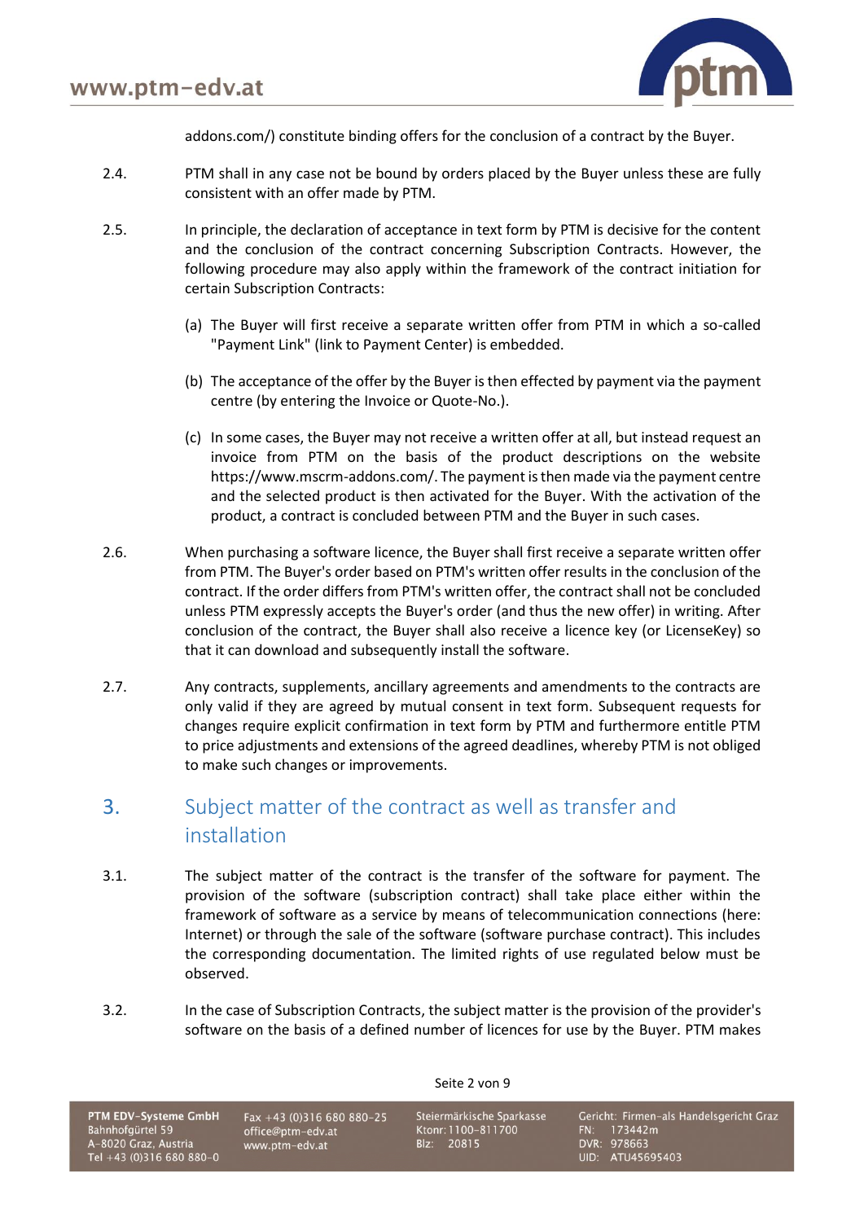addons.com/) constitute binding offers for the conclusion of a contract by the Buyer.

2.4. PTM shall in any case not be bound by orders placed by the Buyer unless these are fully consistent with an offer made by PTM.

2.5. In principle, the declaration of acceptance in text form by PTM is decisive for the content and the conclusion of the contract concerning Subscription Contracts. However, the following procedure may also apply within the framework of the contract initiation for certain Subscription Contracts:

(a) The Buyer will first receive a separate written offer from PTM in which a so-called "Payment Link" (link to Payment Center) is embedded.

(b) The acceptance of the offer by the Buyer is then effected by payment via the payment centre (by entering the Invoice or Quote-No.).

(c) In some cases, the Buyer may not receive a written offer at all, but instead request an invoice from PTM on the basis of the product descriptions on the website https://www.mscrm-addons.com/. The payment is then made via the payment centre and the selected product is then activated for the Buyer. With the activation of the product, a contract is concluded between PTM and the Buyer in such cases.

2.6. When purchasing a software licence, the Buyer shall first receive a separate written offer from PTM. The Buyer's order based on PTM's written offer results in the conclusion of the contract. If the order differs from PTM's written offer, the contract shall not be concluded unless PTM expressly accepts the Buyer's order (and thus the new offer) in writing. After conclusion of the contract, the Buyer shall also receive a licence key (or LicenseKey) so that it can download and subsequently install the software.

2.7. Any contracts, supplements, ancillary agreements and amendments to the contracts are only valid if they are agreed by mutual consent in text form. Subsequent requests for changes require explicit confirmation in text form by PTM and furthermore entitle PTM to price adjustments and extensions of the agreed deadlines, whereby PTM is not obliged to make such changes or improvements.

## 3. Subject matter of the contract as well as transfer and installation

3.1. The subject matter of the contract is the transfer of the software for payment. The provision of the software (subscription contract) shall take place either within the framework of software as a service by means of telecommunication connections (here: Internet) or through the sale of the software (software purchase contract). This includes the corresponding documentation. The limited rights of use regulated below must be observed.

3.2. In the case of Subscription Contracts, the subject matter is the provision of the provider's software on the basis of a defined number of licences for use by the Buyer. PTM makes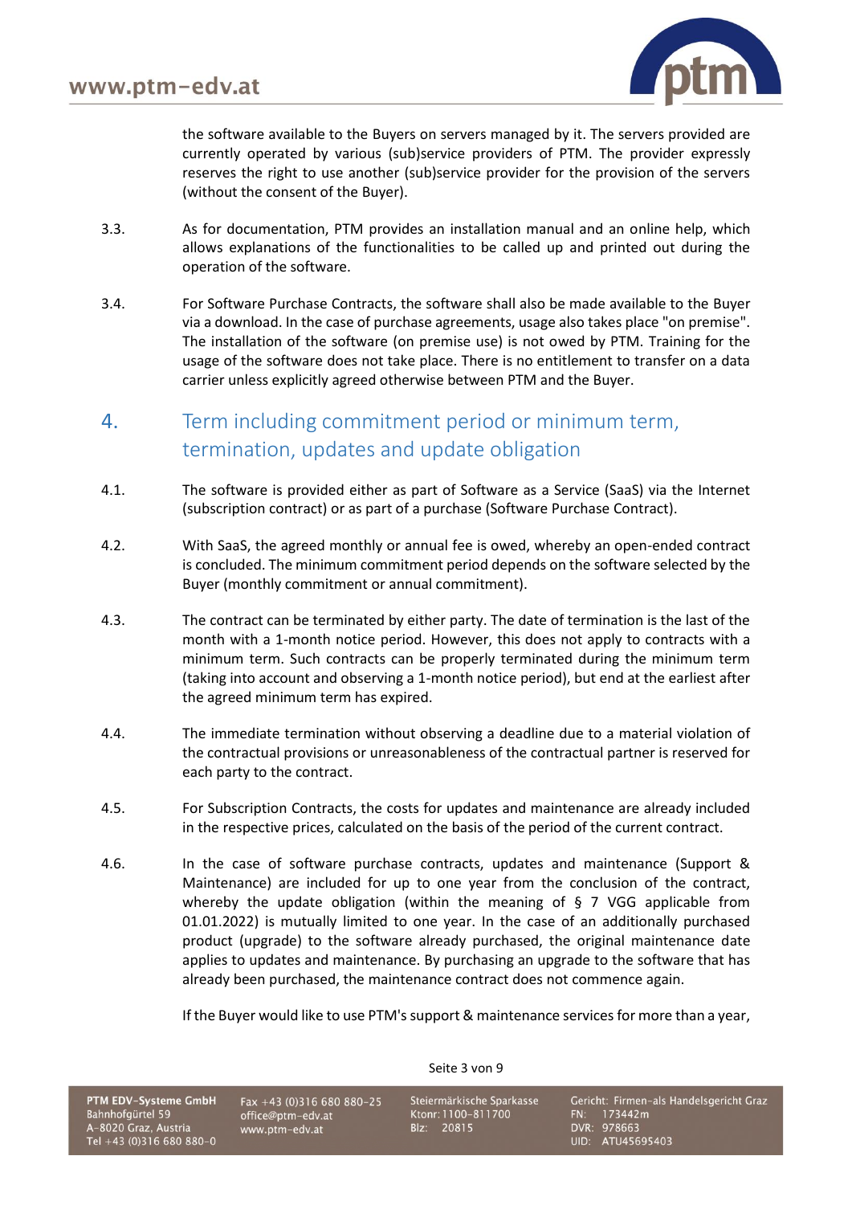the software available to the Buyers on servers managed by it. The servers provided are currently operated by various (sub)service providers of PTM. The provider expressly reserves the right to use another (sub)service provider for the provision of the servers (without the consent of the Buyer).

3.3. As for documentation, PTM provides an installation manual and an online help, which allows explanations of the functionalities to be called up and printed out during the operation of the software.

3.4. For Software Purchase Contracts, the software shall also be made available to the Buyer via a download. In the case of purchase agreements, usage also takes place "on premise". The installation of the software (on premise use) is not owed by PTM. Training for the usage of the software does not take place. There is no entitlement to transfer on a data carrier unless explicitly agreed otherwise between PTM and the Buyer.

## 4. Term including commitment period or minimum term, termination, updates and update obligation

4.1. The software is provided either as part of Software as a Service (SaaS) via the Internet (subscription contract) or as part of a purchase (Software Purchase Contract).

4.2. With SaaS, the agreed monthly or annual fee is owed, whereby an open-ended contract is concluded. The minimum commitment period depends on the software selected by the Buyer (monthly commitment or annual commitment).

4.3. The contract can be terminated by either party. The date of termination is the last of the month with a 1-month notice period. However, this does not apply to contracts with a minimum term. Such contracts can be properly terminated during the minimum term (taking into account and observing a 1-month notice period), but end at the earliest after the agreed minimum term has expired.

4.4. The immediate termination without observing a deadline due to a material violation of the contractual provisions or unreasonableness of the contractual partner is reserved for each party to the contract.

4.5. For Subscription Contracts, the costs for updates and maintenance are already included in the respective prices, calculated on the basis of the period of the current contract.

4.6. In the case of software purchase contracts, updates and maintenance (Support & Maintenance) are included for up to one year from the conclusion of the contract, whereby the update obligation (within the meaning of § 7 VGG applicable from 01.01.2022) is mutually limited to one year. In the case of an additionally purchased product (upgrade) to the software already purchased, the original maintenance date applies to updates and maintenance. By purchasing an upgrade to the software that has already been purchased, the maintenance contract does not commence again.

If the Buyer would like to use PTM's support & maintenance services for more than a year,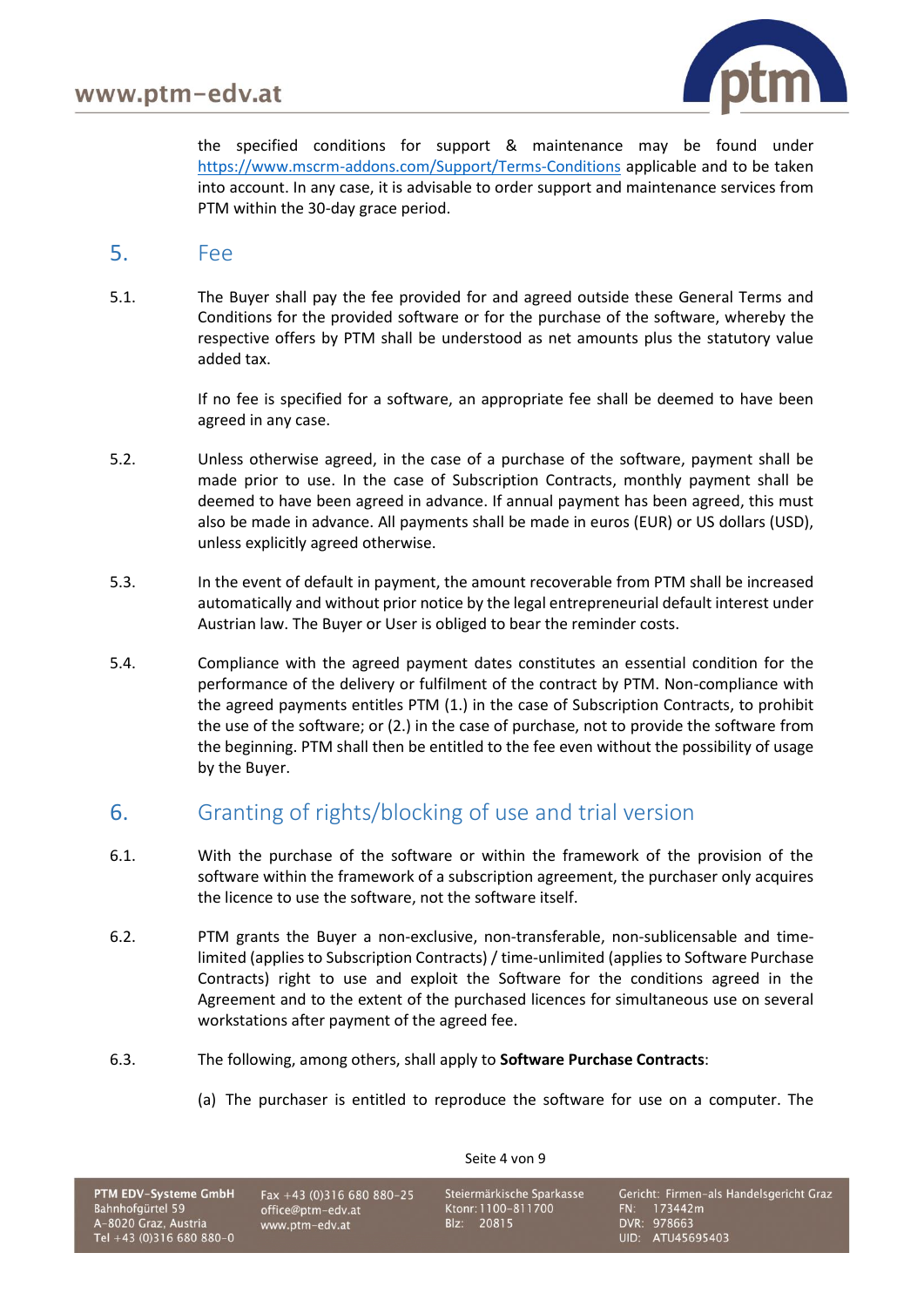the specified conditions for support & maintenance may be found under https://www.mscrm-addons.com/Support/Terms-Conditions applicable and to be taken into account. In any case, it is advisable to order support and maintenance services from PTM within the 30-day grace period.

## 5. Fee

5.1. The Buyer shall pay the fee provided for and agreed outside these General Terms and Conditions for the provided software or for the purchase of the software, whereby the respective offers by PTM shall be understood as net amounts plus the statutory value added tax.

If no fee is specified for a software, an appropriate fee shall be deemed to have been agreed in any case.

5.2. Unless otherwise agreed, in the case of a purchase of the software, payment shall be made prior to use. In the case of Subscription Contracts, monthly payment shall be deemed to have been agreed in advance. If annual payment has been agreed, this must also be made in advance. All payments shall be made in euros (EUR) or US dollars (USD), unless explicitly agreed otherwise.

5.3. In the event of default in payment, the amount recoverable from PTM shall be increased automatically and without prior notice by the legal entrepreneurial default interest under Austrian law. The Buyer or User is obliged to bear the reminder costs.

5.4. Compliance with the agreed payment dates constitutes an essential condition for the performance of the delivery or fulfilment of the contract by PTM. Non-compliance with the agreed payments entitles PTM (1.) in the case of Subscription Contracts, to prohibit the use of the software; or (2.) in the case of purchase, not to provide the software from the beginning. PTM shall then be entitled to the fee even without the possibility of usage by the Buyer.

## 6. Granting of rights/blocking of use and trial version

6.1. With the purchase of the software or within the framework of the provision of the software within the framework of a subscription agreement, the purchaser only acquires the licence to use the software, not the software itself.

6.2. PTM grants the Buyer a non-exclusive, non-transferable, non-sublicensable and time-limited (applies to Subscription Contracts) / time-unlimited (applies to Software Purchase Contracts) right to use and exploit the Software for the conditions agreed in the Agreement and to the extent of the purchased licences for simultaneous use on several workstations after payment of the agreed fee.

6.3. The following, among others, shall apply to **Software Purchase Contracts**:

(a) The purchaser is entitled to reproduce the software for use on a computer. The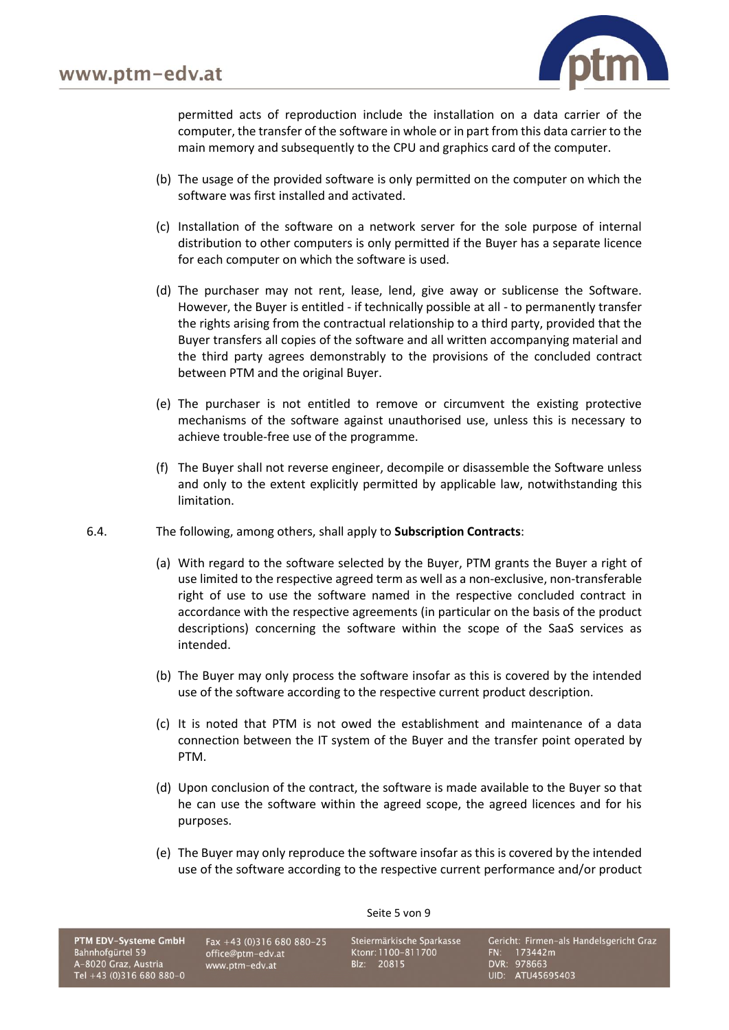permitted acts of reproduction include the installation on a data carrier of the computer, the transfer of the software in whole or in part from this data carrier to the main memory and subsequently to the CPU and graphics card of the computer.

(b) The usage of the provided software is only permitted on the computer on which the software was first installed and activated.

(c) Installation of the software on a network server for the sole purpose of internal distribution to other computers is only permitted if the Buyer has a separate licence for each computer on which the software is used.

(d) The purchaser may not rent, lease, lend, give away or sublicense the Software. However, the Buyer is entitled - if technically possible at all - to permanently transfer the rights arising from the contractual relationship to a third party, provided that the Buyer transfers all copies of the software and all written accompanying material and the third party agrees demonstrably to the provisions of the concluded contract between PTM and the original Buyer.

(e) The purchaser is not entitled to remove or circumvent the existing protective mechanisms of the software against unauthorised use, unless this is necessary to achieve trouble-free use of the programme.

(f) The Buyer shall not reverse engineer, decompile or disassemble the Software unless and only to the extent explicitly permitted by applicable law, notwithstanding this limitation.

6.4. The following, among others, shall apply to **Subscription Contracts**:

(a) With regard to the software selected by the Buyer, PTM grants the Buyer a right of use limited to the respective agreed term as well as a non-exclusive, non-transferable right of use to use the software named in the respective concluded contract in accordance with the respective agreements (in particular on the basis of the product descriptions) concerning the software within the scope of the SaaS services as intended.

(b) The Buyer may only process the software insofar as this is covered by the intended use of the software according to the respective current product description.

(c) It is noted that PTM is not owed the establishment and maintenance of a data connection between the IT system of the Buyer and the transfer point operated by PTM.

(d) Upon conclusion of the contract, the software is made available to the Buyer so that he can use the software within the agreed scope, the agreed licences and for his purposes.

(e) The Buyer may only reproduce the software insofar as this is covered by the intended use of the software according to the respective current performance and/or product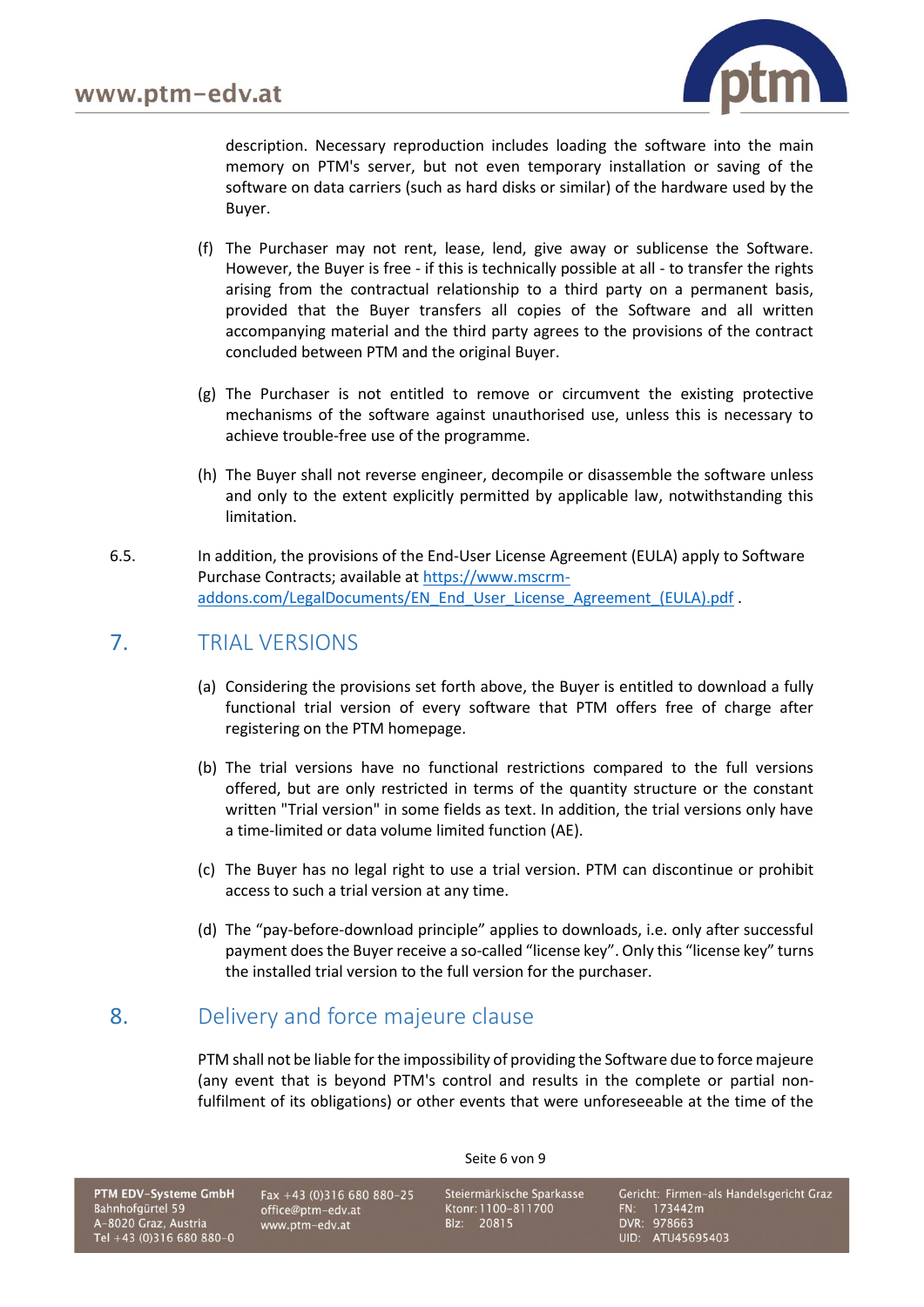description. Necessary reproduction includes loading the software into the main memory on PTM's server, but not even temporary installation or saving of the software on data carriers (such as hard disks or similar) of the hardware used by the Buyer.

(f) The Purchaser may not rent, lease, lend, give away or sublicense the Software. However, the Buyer is free - if this is technically possible at all - to transfer the rights arising from the contractual relationship to a third party on a permanent basis, provided that the Buyer transfers all copies of the Software and all written accompanying material and the third party agrees to the provisions of the contract concluded between PTM and the original Buyer.

(g) The Purchaser is not entitled to remove or circumvent the existing protective mechanisms of the software against unauthorised use, unless this is necessary to achieve trouble-free use of the programme.

(h) The Buyer shall not reverse engineer, decompile or disassemble the software unless and only to the extent explicitly permitted by applicable law, notwithstanding this limitation.

6.5. In addition, the provisions of the End-User License Agreement (EULA) apply to Software Purchase Contracts; available at [https://www.mscrm-addons.com/LegalDocuments/EN_End_User_License_Agreement_(EULA).pdf](https://www.mscrm-addons.com/LegalDocuments/EN_End_User_License_Agreement_(EULA).pdf) .

## 7. TRIAL VERSIONS

(a) Considering the provisions set forth above, the Buyer is entitled to download a fully functional trial version of every software that PTM offers free of charge after registering on the PTM homepage.

(b) The trial versions have no functional restrictions compared to the full versions offered, but are only restricted in terms of the quantity structure or the constant written "Trial version" in some fields as text. In addition, the trial versions only have a time-limited or data volume limited function (AE).

(c) The Buyer has no legal right to use a trial version. PTM can discontinue or prohibit access to such a trial version at any time.

(d) The "pay-before-download principle" applies to downloads, i.e. only after successful payment does the Buyer receive a so-called "license key". Only this "license key" turns the installed trial version to the full version for the purchaser.

## 8. Delivery and force majeure clause

PTM shall not be liable for the impossibility of providing the Software due to force majeure (any event that is beyond PTM's control and results in the complete or partial non-fulfilment of its obligations) or other events that were unforeseeable at the time of the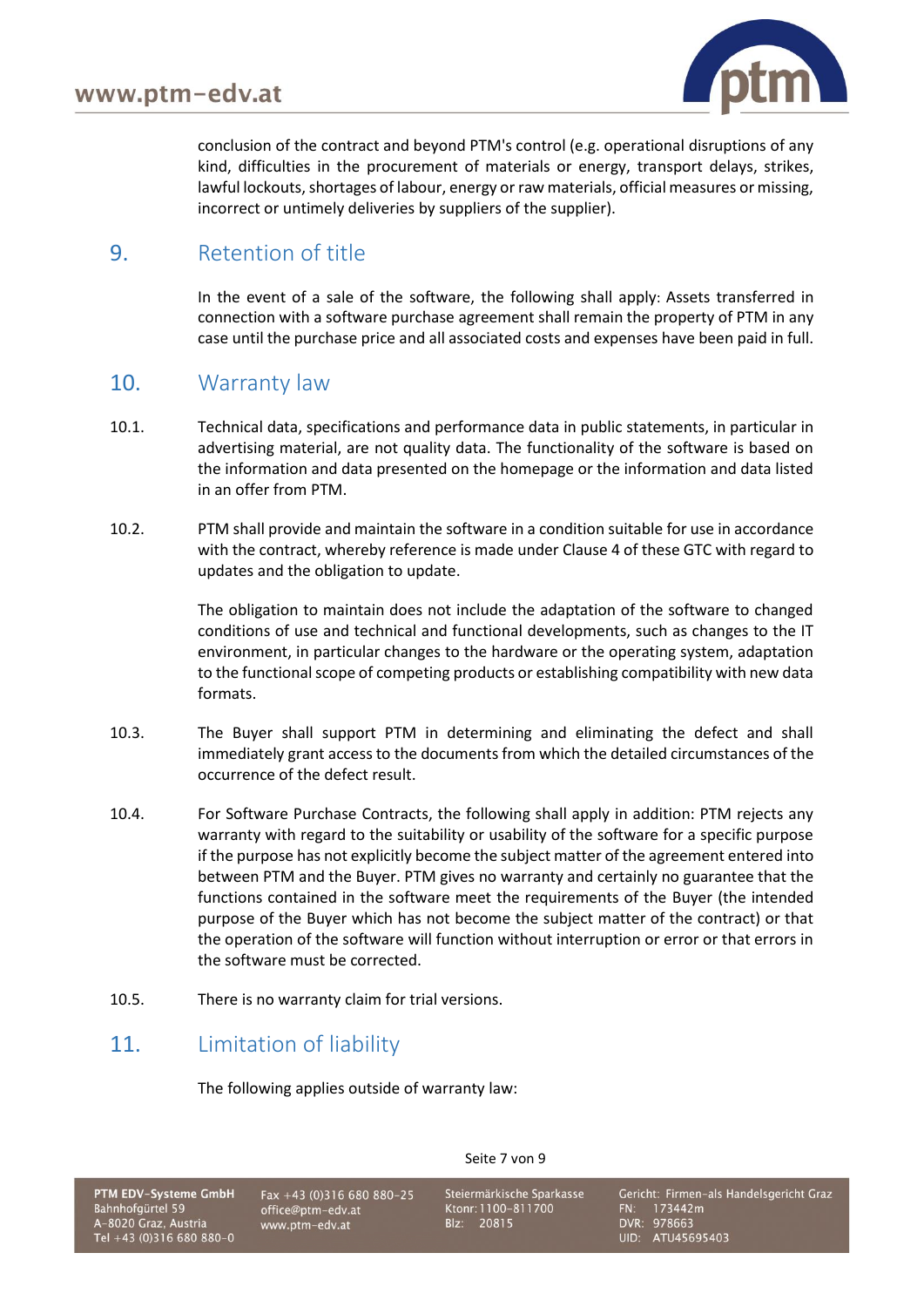conclusion of the contract and beyond PTM's control (e.g. operational disruptions of any kind, difficulties in the procurement of materials or energy, transport delays, strikes, lawful lockouts, shortages of labour, energy or raw materials, official measures or missing, incorrect or untimely deliveries by suppliers of the supplier).

## 9. Retention of title

In the event of a sale of the software, the following shall apply: Assets transferred in connection with a software purchase agreement shall remain the property of PTM in any case until the purchase price and all associated costs and expenses have been paid in full.

## 10. Warranty law

10.1. Technical data, specifications and performance data in public statements, in particular in advertising material, are not quality data. The functionality of the software is based on the information and data presented on the homepage or the information and data listed in an offer from PTM.

10.2. PTM shall provide and maintain the software in a condition suitable for use in accordance with the contract, whereby reference is made under Clause 4 of these GTC with regard to updates and the obligation to update.

The obligation to maintain does not include the adaptation of the software to changed conditions of use and technical and functional developments, such as changes to the IT environment, in particular changes to the hardware or the operating system, adaptation to the functional scope of competing products or establishing compatibility with new data formats.

10.3. The Buyer shall support PTM in determining and eliminating the defect and shall immediately grant access to the documents from which the detailed circumstances of the occurrence of the defect result.

10.4. For Software Purchase Contracts, the following shall apply in addition: PTM rejects any warranty with regard to the suitability or usability of the software for a specific purpose if the purpose has not explicitly become the subject matter of the agreement entered into between PTM and the Buyer. PTM gives no warranty and certainly no guarantee that the functions contained in the software meet the requirements of the Buyer (the intended purpose of the Buyer which has not become the subject matter of the contract) or that the operation of the software will function without interruption or error or that errors in the software must be corrected.

10.5. There is no warranty claim for trial versions.

## 11. Limitation of liability

The following applies outside of warranty law: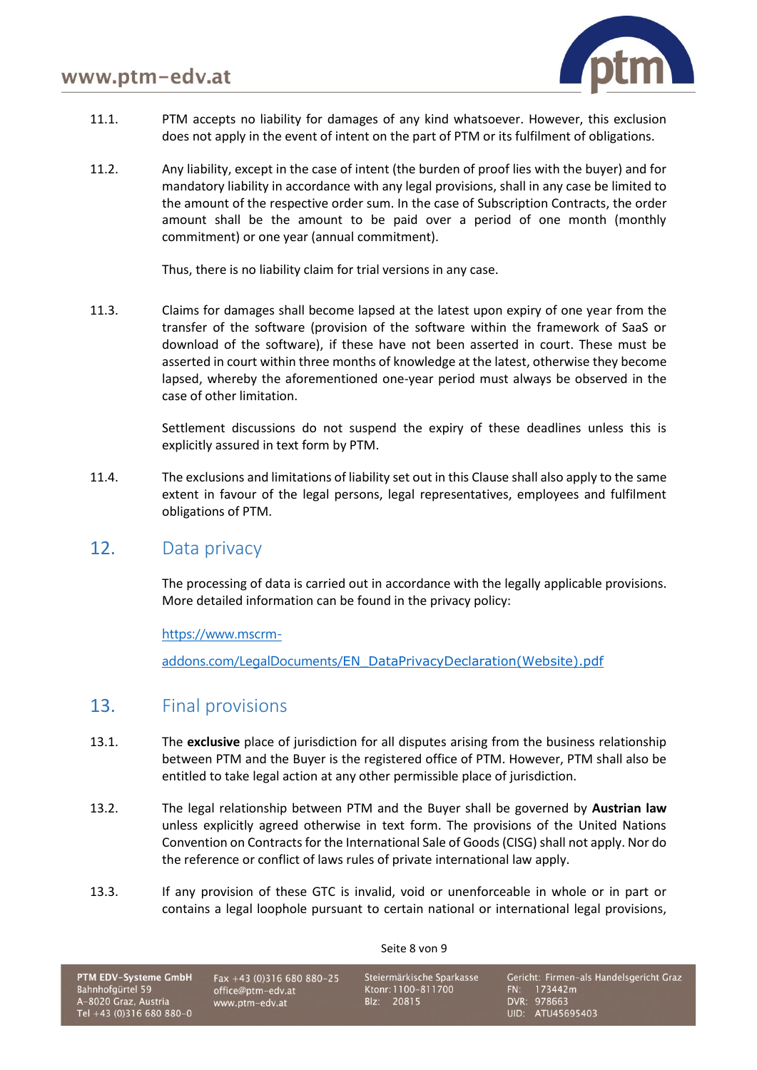11.1. PTM accepts no liability for damages of any kind whatsoever. However, this exclusion does not apply in the event of intent on the part of PTM or its fulfilment of obligations.

11.2. Any liability, except in the case of intent (the burden of proof lies with the buyer) and for mandatory liability in accordance with any legal provisions, shall in any case be limited to the amount of the respective order sum. In the case of Subscription Contracts, the order amount shall be the amount to be paid over a period of one month (monthly commitment) or one year (annual commitment).

Thus, there is no liability claim for trial versions in any case.

11.3. Claims for damages shall become lapsed at the latest upon expiry of one year from the transfer of the software (provision of the software within the framework of SaaS or download of the software), if these have not been asserted in court. These must be asserted in court within three months of knowledge at the latest, otherwise they become lapsed, whereby the aforementioned one-year period must always be observed in the case of other limitation.

Settlement discussions do not suspend the expiry of these deadlines unless this is explicitly assured in text form by PTM.

11.4. The exclusions and limitations of liability set out in this Clause shall also apply to the same extent in favour of the legal persons, legal representatives, employees and fulfilment obligations of PTM.

## 12. Data privacy

The processing of data is carried out in accordance with the legally applicable provisions. More detailed information can be found in the privacy policy:

https://www.mscrm-addons.com/LegalDocuments/EN_DataPrivacyDeclaration(Website).pdf

## 13. Final provisions

13.1. The **exclusive** place of jurisdiction for all disputes arising from the business relationship between PTM and the Buyer is the registered office of PTM. However, PTM shall also be entitled to take legal action at any other permissible place of jurisdiction.

13.2. The legal relationship between PTM and the Buyer shall be governed by **Austrian law** unless explicitly agreed otherwise in text form. The provisions of the United Nations Convention on Contracts for the International Sale of Goods (CISG) shall not apply. Nor do the reference or conflict of laws rules of private international law apply.

13.3. If any provision of these GTC is invalid, void or unenforceable in whole or in part or contains a legal loophole pursuant to certain national or international legal provisions,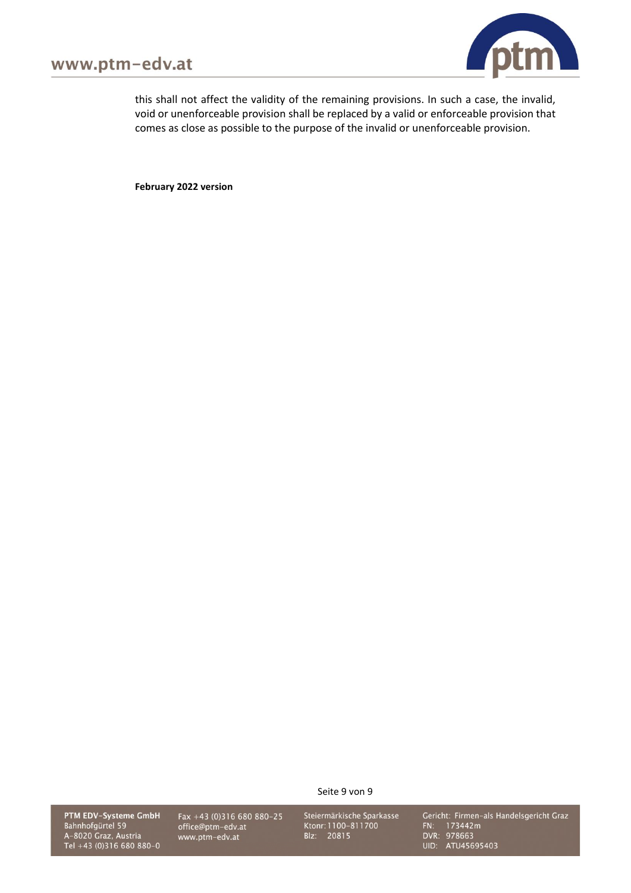this shall not affect the validity of the remaining provisions. In such a case, the invalid, void or unenforceable provision shall be replaced by a valid or enforceable provision that comes as close as possible to the purpose of the invalid or unenforceable provision.

**February 2022 version**